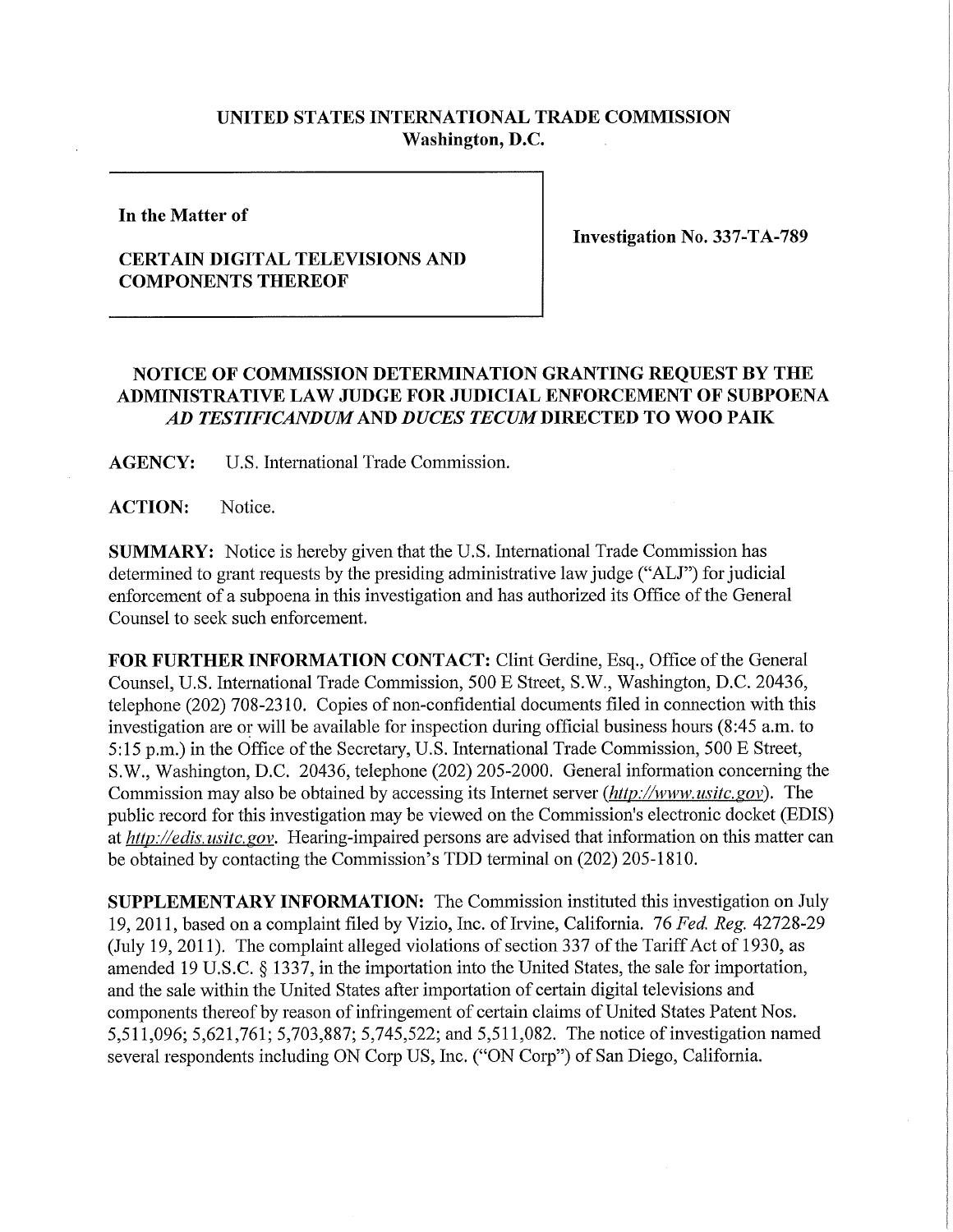**UNITED STATES INTERNATIONAL TRADE COMMISSION**
**Washington, D.C.**

| | |
|---|---|
| **In the Matter of**<br><br>**CERTAIN DIGITAL TELEVISIONS AND COMPONENTS THEREOF** | **Investigation No. 337-TA-789** |

## NOTICE OF COMMISSION DETERMINATION GRANTING REQUEST BY THE ADMINISTRATIVE LAW JUDGE FOR JUDICIAL ENFORCEMENT OF SUBPOENA *AD TESTIFICANDUM* AND *DUCES TECUM* DIRECTED TO WOO PAIK

**AGENCY:** U.S. International Trade Commission.

**ACTION:** Notice.

**SUMMARY:** Notice is hereby given that the U.S. International Trade Commission has determined to grant requests by the presiding administrative law judge ("ALJ") for judicial enforcement of a subpoena in this investigation and has authorized its Office of the General Counsel to seek such enforcement.

**FOR FURTHER INFORMATION CONTACT:** Clint Gerdine, Esq., Office of the General Counsel, U.S. International Trade Commission, 500 E Street, S.W., Washington, D.C. 20436, telephone (202) 708-2310. Copies of non-confidential documents filed in connection with this investigation are or will be available for inspection during official business hours (8:45 a.m. to 5:15 p.m.) in the Office of the Secretary, U.S. International Trade Commission, 500 E Street, S.W., Washington, D.C. 20436, telephone (202) 205-2000. General information concerning the Commission may also be obtained by accessing its Internet server (*http://www.usitc.gov*). The public record for this investigation may be viewed on the Commission's electronic docket (EDIS) at *http://edis.usitc.gov*. Hearing-impaired persons are advised that information on this matter can be obtained by contacting the Commission's TDD terminal on (202) 205-1810.

**SUPPLEMENTARY INFORMATION:** The Commission instituted this investigation on July 19, 2011, based on a complaint filed by Vizio, Inc. of Irvine, California. 76 *Fed. Reg.* 42728-29 (July 19, 2011). The complaint alleged violations of section 337 of the Tariff Act of 1930, as amended 19 U.S.C. § 1337, in the importation into the United States, the sale for importation, and the sale within the United States after importation of certain digital televisions and components thereof by reason of infringement of certain claims of United States Patent Nos. 5,511,096; 5,621,761; 5,703,887; 5,745,522; and 5,511,082. The notice of investigation named several respondents including ON Corp US, Inc. ("ON Corp") of San Diego, California.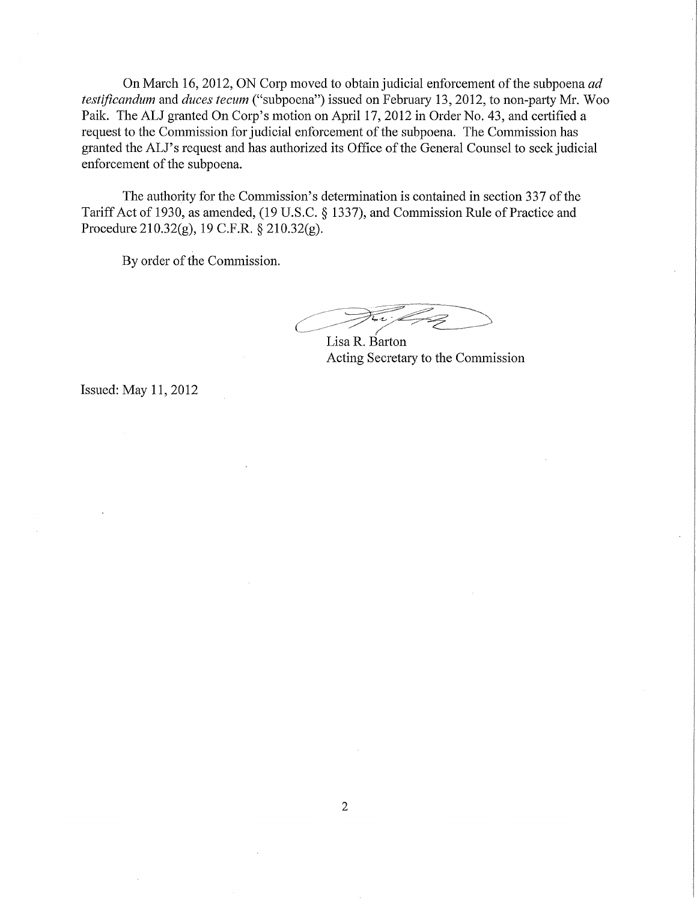On March 16, 2012, ON Corp moved to obtain judicial enforcement of the subpoena *ad testificandum* and *duces tecum* ("subpoena") issued on February 13, 2012, to non-party Mr. Woo Paik. The ALJ granted On Corp's motion on April 17, 2012 in Order No. 43, and certified a request to the Commission for judicial enforcement of the subpoena. The Commission has granted the ALJ's request and has authorized its Office of the General Counsel to seek judicial enforcement of the subpoena.

The authority for the Commission's determination is contained in section 337 of the Tariff Act of 1930, as amended, (19 U.S.C. § 1337), and Commission Rule of Practice and Procedure 210.32(g), 19 C.F.R. § 210.32(g).

By order of the Commission.

Lisa R. Barton
Acting Secretary to the Commission

Issued: May 11, 2012